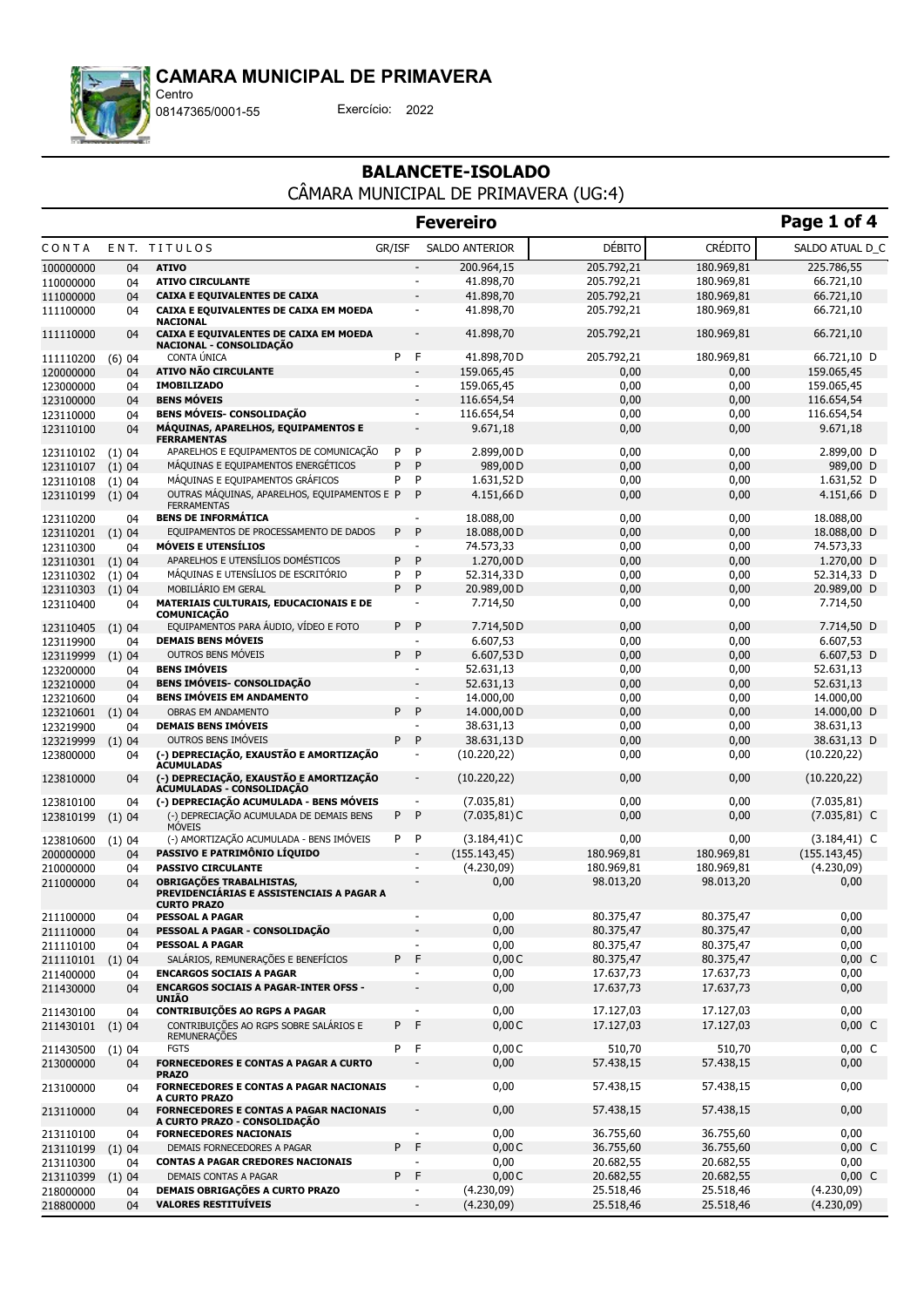# CAMARA MUNICIPAL DE PRIMAVERA

Centro
08147365/0001-55 Exercício: 2022

## BALANCETE-ISOLADO

CÂMARA MUNICIPAL DE PRIMAVERA (UG:4)

### Fevereiro

| CONTA | ENT. | TITULOS | GR/ISF | | SALDO ANTERIOR | DÉBITO | CRÉDITO | SALDO ATUAL D_C |
|---|---|---|---|---|---|---|---|---|
| 100000000 | 04 | **ATIVO** | | - | 200.964,15 | 205.792,21 | 180.969,81 | 225.786,55 |
| 110000000 | 04 | **ATIVO CIRCULANTE** | | - | 41.898,70 | 205.792,21 | 180.969,81 | 66.721,10 |
| 111000000 | 04 | **CAIXA E EQUIVALENTES DE CAIXA** | | - | 41.898,70 | 205.792,21 | 180.969,81 | 66.721,10 |
| 111100000 | 04 | **CAIXA E EQUIVALENTES DE CAIXA EM MOEDA NACIONAL** | | - | 41.898,70 | 205.792,21 | 180.969,81 | 66.721,10 |
| 111110000 | 04 | **CAIXA E EQUIVALENTES DE CAIXA EM MOEDA NACIONAL - CONSOLIDAÇÃO** | | - | 41.898,70 | 205.792,21 | 180.969,81 | 66.721,10 |
| 111110200 | (6) 04 | CONTA ÚNICA | P | F | 41.898,70 D | 205.792,21 | 180.969,81 | 66.721,10 D |
| 120000000 | 04 | **ATIVO NÃO CIRCULANTE** | | - | 159.065,45 | 0,00 | 0,00 | 159.065,45 |
| 123000000 | 04 | **IMOBILIZADO** | | - | 159.065,45 | 0,00 | 0,00 | 159.065,45 |
| 123100000 | 04 | **BENS MÓVEIS** | | - | 116.654,54 | 0,00 | 0,00 | 116.654,54 |
| 123110000 | 04 | **BENS MÓVEIS- CONSOLIDAÇÃO** | | - | 116.654,54 | 0,00 | 0,00 | 116.654,54 |
| 123110100 | 04 | **MÁQUINAS, APARELHOS, EQUIPAMENTOS E FERRAMENTAS** | | - | 9.671,18 | 0,00 | 0,00 | 9.671,18 |
| 123110102 | (1) 04 | APARELHOS E EQUIPAMENTOS DE COMUNICAÇÃO | P | P | 2.899,00 D | 0,00 | 0,00 | 2.899,00 D |
| 123110107 | (1) 04 | MÁQUINAS E EQUIPAMENTOS ENERGÉTICOS | P | P | 989,00 D | 0,00 | 0,00 | 989,00 D |
| 123110108 | (1) 04 | MÁQUINAS E EQUIPAMENTOS GRÁFICOS | P | P | 1.631,52 D | 0,00 | 0,00 | 1.631,52 D |
| 123110199 | (1) 04 | OUTRAS MÁQUINAS, APARELHOS, EQUIPAMENTOS E FERRAMENTAS | P | P | 4.151,66 D | 0,00 | 0,00 | 4.151,66 D |
| 123110200 | 04 | **BENS DE INFORMÁTICA** | | - | 18.088,00 | 0,00 | 0,00 | 18.088,00 |
| 123110201 | (1) 04 | EQUIPAMENTOS DE PROCESSAMENTO DE DADOS | P | P | 18.088,00 D | 0,00 | 0,00 | 18.088,00 D |
| 123110300 | 04 | **MÓVEIS E UTENSÍLIOS** | | - | 74.573,33 | 0,00 | 0,00 | 74.573,33 |
| 123110301 | (1) 04 | APARELHOS E UTENSÍLIOS DOMÉSTICOS | P | P | 1.270,00 D | 0,00 | 0,00 | 1.270,00 D |
| 123110302 | (1) 04 | MÁQUINAS E UTENSÍLIOS DE ESCRITÓRIO | P | P | 52.314,33 D | 0,00 | 0,00 | 52.314,33 D |
| 123110303 | (1) 04 | MOBILIÁRIO EM GERAL | P | P | 20.989,00 D | 0,00 | 0,00 | 20.989,00 D |
| 123110400 | 04 | **MATERIAIS CULTURAIS, EDUCACIONAIS E DE COMUNICAÇÃO** | | - | 7.714,50 | 0,00 | 0,00 | 7.714,50 |
| 123110405 | (1) 04 | EQUIPAMENTOS PARA ÁUDIO, VÍDEO E FOTO | P | P | 7.714,50 D | 0,00 | 0,00 | 7.714,50 D |
| 123119900 | 04 | **DEMAIS BENS MÓVEIS** | | - | 6.607,53 | 0,00 | 0,00 | 6.607,53 |
| 123119999 | (1) 04 | OUTROS BENS MÓVEIS | P | P | 6.607,53 D | 0,00 | 0,00 | 6.607,53 D |
| 123200000 | 04 | **BENS IMÓVEIS** | | - | 52.631,13 | 0,00 | 0,00 | 52.631,13 |
| 123210000 | 04 | **BENS IMÓVEIS- CONSOLIDAÇÃO** | | - | 52.631,13 | 0,00 | 0,00 | 52.631,13 |
| 123210600 | 04 | **BENS IMÓVEIS EM ANDAMENTO** | | - | 14.000,00 | 0,00 | 0,00 | 14.000,00 |
| 123210601 | (1) 04 | OBRAS EM ANDAMENTO | P | P | 14.000,00 D | 0,00 | 0,00 | 14.000,00 D |
| 123219900 | 04 | **DEMAIS BENS IMÓVEIS** | | - | 38.631,13 | 0,00 | 0,00 | 38.631,13 |
| 123219999 | (1) 04 | OUTROS BENS IMÓVEIS | P | P | 38.631,13 D | 0,00 | 0,00 | 38.631,13 D |
| 123800000 | 04 | **(-) DEPRECIAÇÃO, EXAUSTÃO E AMORTIZAÇÃO ACUMULADAS** | | - | (10.220,22) | 0,00 | 0,00 | (10.220,22) |
| 123810000 | 04 | **(-) DEPRECIAÇÃO, EXAUSTÃO E AMORTIZAÇÃO ACUMULADAS - CONSOLIDAÇÃO** | | - | (10.220,22) | 0,00 | 0,00 | (10.220,22) |
| 123810100 | 04 | **(-) DEPRECIAÇÃO ACUMULADA - BENS MÓVEIS** | | - | (7.035,81) | 0,00 | 0,00 | (7.035,81) |
| 123810199 | (1) 04 | (-) DEPRECIAÇÃO ACUMULADA DE DEMAIS BENS MÓVEIS | P | P | (7.035,81) C | 0,00 | 0,00 | (7.035,81) C |
| 123810600 | (1) 04 | (-) AMORTIZAÇÃO ACUMULADA - BENS IMÓVEIS | P | P | (3.184,41) C | 0,00 | 0,00 | (3.184,41) C |
| 200000000 | 04 | **PASSIVO E PATRIMÔNIO LÍQUIDO** | | - | (155.143,45) | 180.969,81 | 180.969,81 | (155.143,45) |
| 210000000 | 04 | **PASSIVO CIRCULANTE** | | - | (4.230,09) | 180.969,81 | 180.969,81 | (4.230,09) |
| 211000000 | 04 | **OBRIGAÇÕES TRABALHISTAS, PREVIDENCIÁRIAS E ASSISTENCIAIS A PAGAR A CURTO PRAZO** | | - | 0,00 | 98.013,20 | 98.013,20 | 0,00 |
| 211100000 | 04 | **PESSOAL A PAGAR** | | - | 0,00 | 80.375,47 | 80.375,47 | 0,00 |
| 211110000 | 04 | **PESSOAL A PAGAR - CONSOLIDAÇÃO** | | - | 0,00 | 80.375,47 | 80.375,47 | 0,00 |
| 211110100 | 04 | **PESSOAL A PAGAR** | | - | 0,00 | 80.375,47 | 80.375,47 | 0,00 |
| 211110101 | (1) 04 | SALÁRIOS, REMUNERAÇÕES E BENEFÍCIOS | P | F | 0,00 C | 80.375,47 | 80.375,47 | 0,00 C |
| 211400000 | 04 | **ENCARGOS SOCIAIS A PAGAR** | | - | 0,00 | 17.637,73 | 17.637,73 | 0,00 |
| 211430000 | 04 | **ENCARGOS SOCIAIS A PAGAR-INTER OFSS - UNIÃO** | | - | 0,00 | 17.637,73 | 17.637,73 | 0,00 |
| 211430100 | 04 | **CONTRIBUIÇÕES AO RGPS A PAGAR** | | - | 0,00 | 17.127,03 | 17.127,03 | 0,00 |
| 211430101 | (1) 04 | CONTRIBUIÇÕES AO RGPS SOBRE SALÁRIOS E REMUNERAÇÕES | P | F | 0,00 C | 17.127,03 | 17.127,03 | 0,00 C |
| 211430500 | (1) 04 | FGTS | P | F | 0,00 C | 510,70 | 510,70 | 0,00 C |
| 213000000 | 04 | **FORNECEDORES E CONTAS A PAGAR A CURTO PRAZO** | | - | 0,00 | 57.438,15 | 57.438,15 | 0,00 |
| 213100000 | 04 | **FORNECEDORES E CONTAS A PAGAR NACIONAIS A CURTO PRAZO** | | - | 0,00 | 57.438,15 | 57.438,15 | 0,00 |
| 213110000 | 04 | **FORNECEDORES E CONTAS A PAGAR NACIONAIS A CURTO PRAZO - CONSOLIDAÇÃO** | | - | 0,00 | 57.438,15 | 57.438,15 | 0,00 |
| 213110100 | 04 | **FORNECEDORES NACIONAIS** | | - | 0,00 | 36.755,60 | 36.755,60 | 0,00 |
| 213110199 | (1) 04 | DEMAIS FORNECEDORES A PAGAR | P | F | 0,00 C | 36.755,60 | 36.755,60 | 0,00 C |
| 213110300 | 04 | **CONTAS A PAGAR CREDORES NACIONAIS** | | - | 0,00 | 20.682,55 | 20.682,55 | 0,00 |
| 213110399 | (1) 04 | DEMAIS CONTAS A PAGAR | P | F | 0,00 C | 20.682,55 | 20.682,55 | 0,00 C |
| 218000000 | 04 | **DEMAIS OBRIGAÇÕES A CURTO PRAZO** | | - | (4.230,09) | 25.518,46 | 25.518,46 | (4.230,09) |
| 218800000 | 04 | **VALORES RESTITUÍVEIS** | | - | (4.230,09) | 25.518,46 | 25.518,46 | (4.230,09) |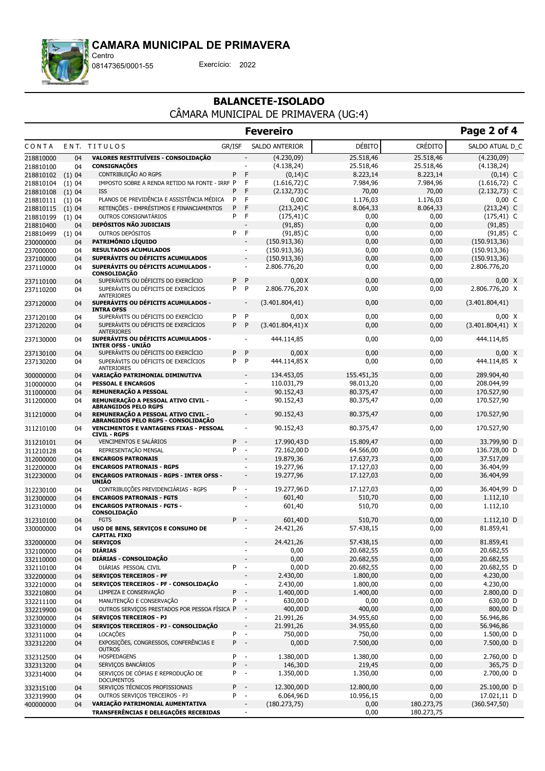**CAMARA MUNICIPAL DE PRIMAVERA**
Centro
08147365/0001-55 Exercício: 2022

## BALANCETE-ISOLADO
CÂMARA MUNICIPAL DE PRIMAVERA (UG:4)

**Fevereiro**

| CONTA | ENT. | TITULOS | GR/ISF | | SALDO ANTERIOR | DÉBITO | CRÉDITO | SALDO ATUAL D_C |
|---|---|---|---|---|---|---|---|---|
| 218810000 | 04 | **VALORES RESTITUÍVEIS - CONSOLIDAÇÃO** | | - | (4.230,09) | 25.518,46 | 25.518,46 | (4.230,09) |
| 218810100 | 04 | **CONSIGNAÇÕES** | | - | (4.138,24) | 25.518,46 | 25.518,46 | (4.138,24) |
| 218810102 | (1) 04 | CONTRIBUIÇÃO AO RGPS | P | F | (0,14) C | 8.223,14 | 8.223,14 | (0,14) C |
| 218810104 | (1) 04 | IMPOSTO SOBRE A RENDA RETIDO NA FONTE - IRRF | P | F | (1.616,72) C | 7.984,96 | 7.984,96 | (1.616,72) C |
| 218810108 | (1) 04 | ISS | P | F | (2.132,73) C | 70,00 | 70,00 | (2.132,73) C |
| 218810111 | (1) 04 | PLANOS DE PREVIDÊNCIA E ASSISTÊNCIA MÉDICA | P | F | 0,00 C | 1.176,03 | 1.176,03 | 0,00 C |
| 218810115 | (1) 04 | RETENÇÕES - EMPRÉSTIMOS E FINANCIAMENTOS | P | F | (213,24) C | 8.064,33 | 8.064,33 | (213,24) C |
| 218810199 | (1) 04 | OUTROS CONSIGNATÁRIOS | P | F | (175,41) C | 0,00 | 0,00 | (175,41) C |
| 218810400 | 04 | **DEPÓSITOS NÃO JUDICIAIS** | | - | (91,85) | 0,00 | 0,00 | (91,85) |
| 218810499 | (1) 04 | OUTROS DEPÓSITOS | P | F | (91,85) C | 0,00 | 0,00 | (91,85) C |
| 230000000 | 04 | **PATRIMÔNIO LÍQUIDO** | | - | (150.913,36) | 0,00 | 0,00 | (150.913,36) |
| 237000000 | 04 | **RESULTADOS ACUMULADOS** | | - | (150.913,36) | 0,00 | 0,00 | (150.913,36) |
| 237100000 | 04 | **SUPERÁVITS OU DÉFICITS ACUMULADOS** | | - | (150.913,36) | 0,00 | 0,00 | (150.913,36) |
| 237110000 | 04 | **SUPERÁVITS OU DÉFICITS ACUMULADOS - CONSOLIDAÇÃO** | | - | 2.806.776,20 | 0,00 | 0,00 | 2.806.776,20 |
| 237110100 | 04 | SUPERÁVITS OU DÉFICITS DO EXERCÍCIO | P | P | 0,00 X | 0,00 | 0,00 | 0,00 X |
| 237110200 | 04 | SUPERÁVITS OU DÉFICITS DE EXERCÍCIOS ANTERIORES | P | P | 2.806.776,20 X | 0,00 | 0,00 | 2.806.776,20 X |
| 237120000 | 04 | **SUPERÁVITS OU DÉFICITS ACUMULADOS - INTRA OFSS** | | - | (3.401.804,41) | 0,00 | 0,00 | (3.401.804,41) |
| 237120100 | 04 | SUPERÁVITS OU DÉFICITS DO EXERCÍCIO | P | P | 0,00 X | 0,00 | 0,00 | 0,00 X |
| 237120200 | 04 | SUPERÁVITS OU DÉFICITS DE EXERCÍCIOS ANTERIORES | P | P | (3.401.804,41) X | 0,00 | 0,00 | (3.401.804,41) X |
| 237130000 | 04 | **SUPERÁVITS OU DÉFICITS ACUMULADOS - INTER OFSS - UNIÃO** | | - | 444.114,85 | 0,00 | 0,00 | 444.114,85 |
| 237130100 | 04 | SUPERÁVITS OU DÉFICITS DO EXERCÍCIO | P | P | 0,00 X | 0,00 | 0,00 | 0,00 X |
| 237130200 | 04 | SUPERÁVITS OU DÉFICITS DE EXERCÍCIOS ANTERIORES | P | P | 444.114,85 X | 0,00 | 0,00 | 444.114,85 X |
| 300000000 | 04 | **VARIAÇÃO PATRIMONIAL DIMINUTIVA** | | - | 134.453,05 | 155.451,35 | 0,00 | 289.904,40 |
| 310000000 | 04 | **PESSOAL E ENCARGOS** | | - | 110.031,79 | 98.013,20 | 0,00 | 208.044,99 |
| 311000000 | 04 | **REMUNERAÇÃO A PESSOAL** | | - | 90.152,43 | 80.375,47 | 0,00 | 170.527,90 |
| 311200000 | 04 | **REMUNERAÇÃO A PESSOAL ATIVO CIVIL - ABRANGIDOS PELO RGPS** | | - | 90.152,43 | 80.375,47 | 0,00 | 170.527,90 |
| 311210000 | 04 | **REMUNERAÇÃO A PESSOAL ATIVO CIVIL - ABRANGIDOS PELO RGPS - CONSOLIDAÇÃO** | | - | 90.152,43 | 80.375,47 | 0,00 | 170.527,90 |
| 311210100 | 04 | **VENCIMENTOS E VANTAGENS FIXAS - PESSOAL CIVIL - RGPS** | | - | 90.152,43 | 80.375,47 | 0,00 | 170.527,90 |
| 311210101 | 04 | VENCIMENTOS E SALÁRIOS | P | - | 17.990,43 D | 15.809,47 | 0,00 | 33.799,90 D |
| 311210128 | 04 | REPRESENTAÇÃO MENSAL | P | - | 72.162,00 D | 64.566,00 | 0,00 | 136.728,00 D |
| 312000000 | 04 | **ENCARGOS PATRONAIS** | | - | 19.879,36 | 17.637,73 | 0,00 | 37.517,09 |
| 312200000 | 04 | **ENCARGOS PATRONAIS - RGPS** | | - | 19.277,96 | 17.127,03 | 0,00 | 36.404,99 |
| 312230000 | 04 | **ENCARGOS PATRONAIS - RGPS - INTER OFSS - UNIÃO** | | - | 19.277,96 | 17.127,03 | 0,00 | 36.404,99 |
| 312230100 | 04 | CONTRIBUIÇÕES PREVIDENCIÁRIAS - RGPS | P | - | 19.277,96 D | 17.127,03 | 0,00 | 36.404,99 D |
| 312300000 | 04 | **ENCARGOS PATRONAIS - FGTS** | | - | 601,40 | 510,70 | 0,00 | 1.112,10 |
| 312310000 | 04 | **ENCARGOS PATRONAIS - FGTS - CONSOLIDAÇÃO** | | - | 601,40 | 510,70 | 0,00 | 1.112,10 |
| 312310100 | 04 | FGTS | P | - | 601,40 D | 510,70 | 0,00 | 1.112,10 D |
| 330000000 | 04 | **USO DE BENS, SERVIÇOS E CONSUMO DE CAPITAL FIXO** | | - | 24.421,26 | 57.438,15 | 0,00 | 81.859,41 |
| 332000000 | 04 | **SERVIÇOS** | | - | 24.421,26 | 57.438,15 | 0,00 | 81.859,41 |
| 332100000 | 04 | **DIÁRIAS** | | - | 0,00 | 20.682,55 | 0,00 | 20.682,55 |
| 332110000 | 04 | **DIÁRIAS - CONSOLIDAÇÃO** | | - | 0,00 | 20.682,55 | 0,00 | 20.682,55 |
| 332110100 | 04 | DIÁRIAS PESSOAL CIVIL | P | - | 0,00 D | 20.682,55 | 0,00 | 20.682,55 D |
| 332200000 | 04 | **SERVIÇOS TERCEIROS - PF** | | - | 2.430,00 | 1.800,00 | 0,00 | 4.230,00 |
| 332210000 | 04 | **SERVIÇOS TERCEIROS - PF - CONSOLIDAÇÃO** | | - | 2.430,00 | 1.800,00 | 0,00 | 4.230,00 |
| 332210800 | 04 | LIMPEZA E CONSERVAÇÃO | P | - | 1.400,00 D | 1.400,00 | 0,00 | 2.800,00 D |
| 332211100 | 04 | MANUTENÇÃO E CONSERVAÇÃO | P | - | 630,00 D | 0,00 | 0,00 | 630,00 D |
| 332219900 | 04 | OUTROS SERVIÇOS PRESTADOS POR PESSOA FÍSICA | P | - | 400,00 D | 400,00 | 0,00 | 800,00 D |
| 332300000 | 04 | **SERVIÇOS TERCEIROS - PJ** | | - | 21.991,26 | 34.955,60 | 0,00 | 56.946,86 |
| 332310000 | 04 | **SERVIÇOS TERCEIROS - PJ - CONSOLIDAÇÃO** | | - | 21.991,26 | 34.955,60 | 0,00 | 56.946,86 |
| 332311000 | 04 | LOCAÇÕES | P | - | 750,00 D | 750,00 | 0,00 | 1.500,00 D |
| 332312200 | 04 | EXPOSIÇÕES, CONGRESSOS, CONFERÊNCIAS E OUTROS | P | - | 0,00 D | 7.500,00 | 0,00 | 7.500,00 D |
| 332312500 | 04 | HOSPEDAGENS | P | - | 1.380,00 D | 1.380,00 | 0,00 | 2.760,00 D |
| 332313200 | 04 | SERVIÇOS BANCÁRIOS | P | - | 146,30 D | 219,45 | 0,00 | 365,75 D |
| 332314000 | 04 | SERVIÇOS DE CÓPIAS E REPRODUÇÃO DE DOCUMENTOS | P | - | 1.350,00 D | 1.350,00 | 0,00 | 2.700,00 D |
| 332315100 | 04 | SERVIÇOS TÉCNICOS PROFISSIONAIS | P | - | 12.300,00 D | 12.800,00 | 0,00 | 25.100,00 D |
| 332319900 | 04 | OUTROS SERVIÇOS TERCEIROS - PJ | P | - | 6.064,96 D | 10.956,15 | 0,00 | 17.021,11 D |
| 400000000 | 04 | **VARIAÇÃO PATRIMONIAL AUMENTATIVA** | | - | (180.273,75) | 0,00 | 180.273,75 | (360.547,50) |
| | | **TRANSFERÊNCIAS E DELEGAÇÕES RECEBIDAS** | | - | | 0,00 | 180.273,75 | |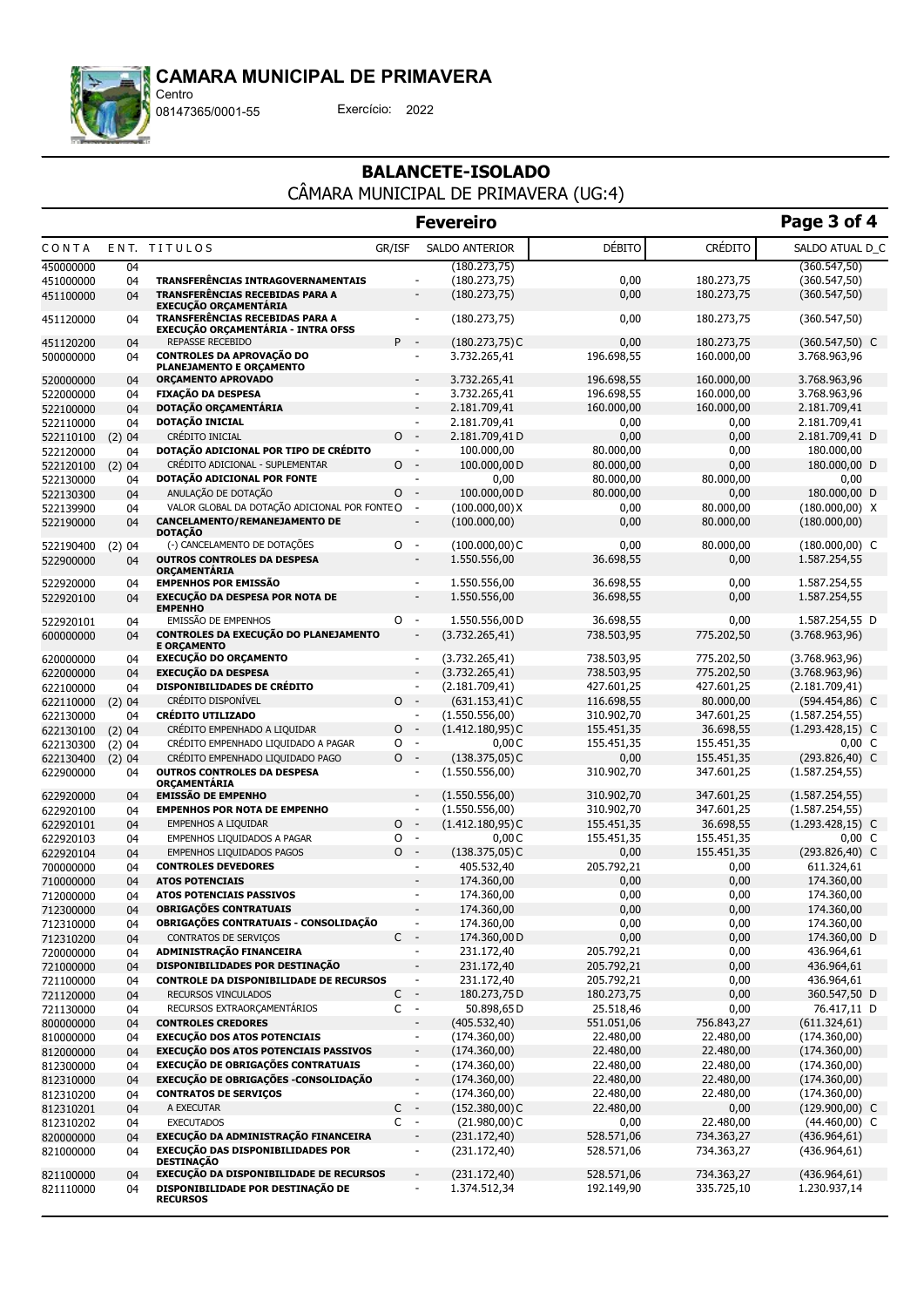# CAMARA MUNICIPAL DE PRIMAVERA

Centro
08147365/0001-55
Exercício: 2022

## BALANCETE-ISOLADO

CÂMARA MUNICIPAL DE PRIMAVERA (UG:4)

**Fevereiro**

| CONTA | ENT. | TITULOS | GR/ISF | | SALDO ANTERIOR | DÉBITO | CRÉDITO | SALDO ATUAL D_C |
|---|---|---|---|---|---|---|---|---|
| 450000000 | 04 | | | | (180.273,75) | | | (360.547,50) |
| 451000000 | 04 | **TRANSFERÊNCIAS INTRAGOVERNAMENTAIS** | | - | (180.273,75) | 0,00 | 180.273,75 | (360.547,50) |
| 451100000 | 04 | **TRANSFERÊNCIAS RECEBIDAS PARA A EXECUÇÃO ORÇAMENTÁRIA** | | - | (180.273,75) | 0,00 | 180.273,75 | (360.547,50) |
| 451120000 | 04 | **TRANSFERÊNCIAS RECEBIDAS PARA A EXECUÇÃO ORÇAMENTÁRIA - INTRA OFSS** | | - | (180.273,75) | 0,00 | 180.273,75 | (360.547,50) |
| 451120200 | 04 | REPASSE RECEBIDO | P | - | (180.273,75) C | 0,00 | 180.273,75 | (360.547,50) C |
| 500000000 | 04 | **CONTROLES DA APROVAÇÃO DO PLANEJAMENTO E ORÇAMENTO** | | - | 3.732.265,41 | 196.698,55 | 160.000,00 | 3.768.963,96 |
| 520000000 | 04 | **ORÇAMENTO APROVADO** | | - | 3.732.265,41 | 196.698,55 | 160.000,00 | 3.768.963,96 |
| 522000000 | 04 | **FIXAÇÃO DA DESPESA** | | - | 3.732.265,41 | 196.698,55 | 160.000,00 | 3.768.963,96 |
| 522100000 | 04 | **DOTAÇÃO ORÇAMENTÁRIA** | | - | 2.181.709,41 | 160.000,00 | 160.000,00 | 2.181.709,41 |
| 522110000 | 04 | **DOTAÇÃO INICIAL** | | - | 2.181.709,41 | 0,00 | 0,00 | 2.181.709,41 |
| 522110100 | (2) 04 | CRÉDITO INICIAL | O | - | 2.181.709,41 D | 0,00 | 0,00 | 2.181.709,41 D |
| 522120000 | 04 | **DOTAÇÃO ADICIONAL POR TIPO DE CRÉDITO** | | - | 100.000,00 | 80.000,00 | 0,00 | 180.000,00 |
| 522120100 | (2) 04 | CRÉDITO ADICIONAL - SUPLEMENTAR | O | - | 100.000,00 D | 80.000,00 | 0,00 | 180.000,00 D |
| 522130000 | 04 | **DOTAÇÃO ADICIONAL POR FONTE** | | - | 0,00 | 80.000,00 | 80.000,00 | 0,00 |
| 522130300 | 04 | ANULAÇÃO DE DOTAÇÃO | O | - | 100.000,00 D | 80.000,00 | 0,00 | 180.000,00 D |
| 522139900 | 04 | VALOR GLOBAL DA DOTAÇÃO ADICIONAL POR FONTE | O | - | (100.000,00) X | 0,00 | 80.000,00 | (180.000,00) X |
| 522190000 | 04 | **CANCELAMENTO/REMANEJAMENTO DE DOTAÇÃO** | | - | (100.000,00) | 0,00 | 80.000,00 | (180.000,00) |
| 522190400 | (2) 04 | (-) CANCELAMENTO DE DOTAÇÕES | O | - | (100.000,00) C | 0,00 | 80.000,00 | (180.000,00) C |
| 522900000 | 04 | **OUTROS CONTROLES DA DESPESA ORÇAMENTÁRIA** | | - | 1.550.556,00 | 36.698,55 | 0,00 | 1.587.254,55 |
| 522920000 | 04 | **EMPENHOS POR EMISSÃO** | | - | 1.550.556,00 | 36.698,55 | 0,00 | 1.587.254,55 |
| 522920100 | 04 | **EXECUÇÃO DA DESPESA POR NOTA DE EMPENHO** | | - | 1.550.556,00 | 36.698,55 | 0,00 | 1.587.254,55 |
| 522920101 | 04 | EMISSÃO DE EMPENHOS | O | - | 1.550.556,00 D | 36.698,55 | 0,00 | 1.587.254,55 D |
| 600000000 | 04 | **CONTROLES DA EXECUÇÃO DO PLANEJAMENTO E ORÇAMENTO** | | - | (3.732.265,41) | 738.503,95 | 775.202,50 | (3.768.963,96) |
| 620000000 | 04 | **EXECUÇÃO DO ORÇAMENTO** | | - | (3.732.265,41) | 738.503,95 | 775.202,50 | (3.768.963,96) |
| 622000000 | 04 | **EXECUÇÃO DA DESPESA** | | - | (3.732.265,41) | 738.503,95 | 775.202,50 | (3.768.963,96) |
| 622100000 | 04 | **DISPONIBILIDADES DE CRÉDITO** | | - | (2.181.709,41) | 427.601,25 | 427.601,25 | (2.181.709,41) |
| 622110000 | (2) 04 | CRÉDITO DISPONÍVEL | O | - | (631.153,41) C | 116.698,55 | 80.000,00 | (594.454,86) C |
| 622130000 | 04 | **CRÉDITO UTILIZADO** | | - | (1.550.556,00) | 310.902,70 | 347.601,25 | (1.587.254,55) |
| 622130100 | (2) 04 | CRÉDITO EMPENHADO A LIQUIDAR | O | - | (1.412.180,95) C | 155.451,35 | 36.698,55 | (1.293.428,15) C |
| 622130300 | (2) 04 | CRÉDITO EMPENHADO LIQUIDADO A PAGAR | O | - | 0,00 C | 155.451,35 | 155.451,35 | 0,00 C |
| 622130400 | (2) 04 | CRÉDITO EMPENHADO LIQUIDADO PAGO | O | - | (138.375,05) C | 0,00 | 155.451,35 | (293.826,40) C |
| 622900000 | 04 | **OUTROS CONTROLES DA DESPESA ORÇAMENTÁRIA** | | - | (1.550.556,00) | 310.902,70 | 347.601,25 | (1.587.254,55) |
| 622920000 | 04 | **EMISSÃO DE EMPENHO** | | - | (1.550.556,00) | 310.902,70 | 347.601,25 | (1.587.254,55) |
| 622920100 | 04 | **EMPENHOS POR NOTA DE EMPENHO** | | - | (1.550.556,00) | 310.902,70 | 347.601,25 | (1.587.254,55) |
| 622920101 | 04 | EMPENHOS A LIQUIDAR | O | - | (1.412.180,95) C | 155.451,35 | 36.698,55 | (1.293.428,15) C |
| 622920103 | 04 | EMPENHOS LIQUIDADOS A PAGAR | O | - | 0,00 C | 155.451,35 | 155.451,35 | 0,00 C |
| 622920104 | 04 | EMPENHOS LIQUIDADOS PAGOS | O | - | (138.375,05) C | 0,00 | 155.451,35 | (293.826,40) C |
| 700000000 | 04 | **CONTROLES DEVEDORES** | | - | 405.532,40 | 205.792,21 | 0,00 | 611.324,61 |
| 710000000 | 04 | **ATOS POTENCIAIS** | | - | 174.360,00 | 0,00 | 0,00 | 174.360,00 |
| 712000000 | 04 | **ATOS POTENCIAIS PASSIVOS** | | - | 174.360,00 | 0,00 | 0,00 | 174.360,00 |
| 712300000 | 04 | **OBRIGAÇÕES CONTRATUAIS** | | - | 174.360,00 | 0,00 | 0,00 | 174.360,00 |
| 712310000 | 04 | **OBRIGAÇÕES CONTRATUAIS - CONSOLIDAÇÃO** | | - | 174.360,00 | 0,00 | 0,00 | 174.360,00 |
| 712310200 | 04 | CONTRATOS DE SERVIÇOS | C | - | 174.360,00 D | 0,00 | 0,00 | 174.360,00 D |
| 720000000 | 04 | **ADMINISTRAÇÃO FINANCEIRA** | | - | 231.172,40 | 205.792,21 | 0,00 | 436.964,61 |
| 721000000 | 04 | **DISPONIBILIDADES POR DESTINAÇÃO** | | - | 231.172,40 | 205.792,21 | 0,00 | 436.964,61 |
| 721100000 | 04 | **CONTROLE DA DISPONIBILIDADE DE RECURSOS** | | - | 231.172,40 | 205.792,21 | 0,00 | 436.964,61 |
| 721120000 | 04 | RECURSOS VINCULADOS | C | - | 180.273,75 D | 180.273,75 | 0,00 | 360.547,50 D |
| 721130000 | 04 | RECURSOS EXTRAORÇAMENTÁRIOS | C | - | 50.898,65 D | 25.518,46 | 0,00 | 76.417,11 D |
| 800000000 | 04 | **CONTROLES CREDORES** | | - | (405.532,40) | 551.051,06 | 756.843,27 | (611.324,61) |
| 810000000 | 04 | **EXECUÇÃO DOS ATOS POTENCIAIS** | | - | (174.360,00) | 22.480,00 | 22.480,00 | (174.360,00) |
| 812000000 | 04 | **EXECUÇÃO DOS ATOS POTENCIAIS PASSIVOS** | | - | (174.360,00) | 22.480,00 | 22.480,00 | (174.360,00) |
| 812300000 | 04 | **EXECUÇÃO DE OBRIGAÇÕES CONTRATUAIS** | | - | (174.360,00) | 22.480,00 | 22.480,00 | (174.360,00) |
| 812310000 | 04 | **EXECUÇÃO DE OBRIGAÇÕES CONTRATUAIS -CONSOLIDAÇÃO** | | - | (174.360,00) | 22.480,00 | 22.480,00 | (174.360,00) |
| 812310200 | 04 | **CONTRATOS DE SERVIÇOS** | | - | (174.360,00) | 22.480,00 | 22.480,00 | (174.360,00) |
| 812310201 | 04 | A EXECUTAR | C | - | (152.380,00) C | 22.480,00 | 0,00 | (129.900,00) C |
| 812310202 | 04 | EXECUTADOS | C | - | (21.980,00) C | 0,00 | 22.480,00 | (44.460,00) C |
| 820000000 | 04 | **EXECUÇÃO DA ADMINISTRAÇÃO FINANCEIRA** | | - | (231.172,40) | 528.571,06 | 734.363,27 | (436.964,61) |
| 821000000 | 04 | **EXECUÇÃO DAS DISPONIBILIDADES POR DESTINAÇÃO** | | - | (231.172,40) | 528.571,06 | 734.363,27 | (436.964,61) |
| 821100000 | 04 | **EXECUÇÃO DA DISPONIBILIDADE DE RECURSOS** | | - | (231.172,40) | 528.571,06 | 734.363,27 | (436.964,61) |
| 821110000 | 04 | **DISPONIBILIDADE POR DESTINAÇÃO DE RECURSOS** | | - | 1.374.512,34 | 192.149,90 | 335.725,10 | 1.230.937,14 |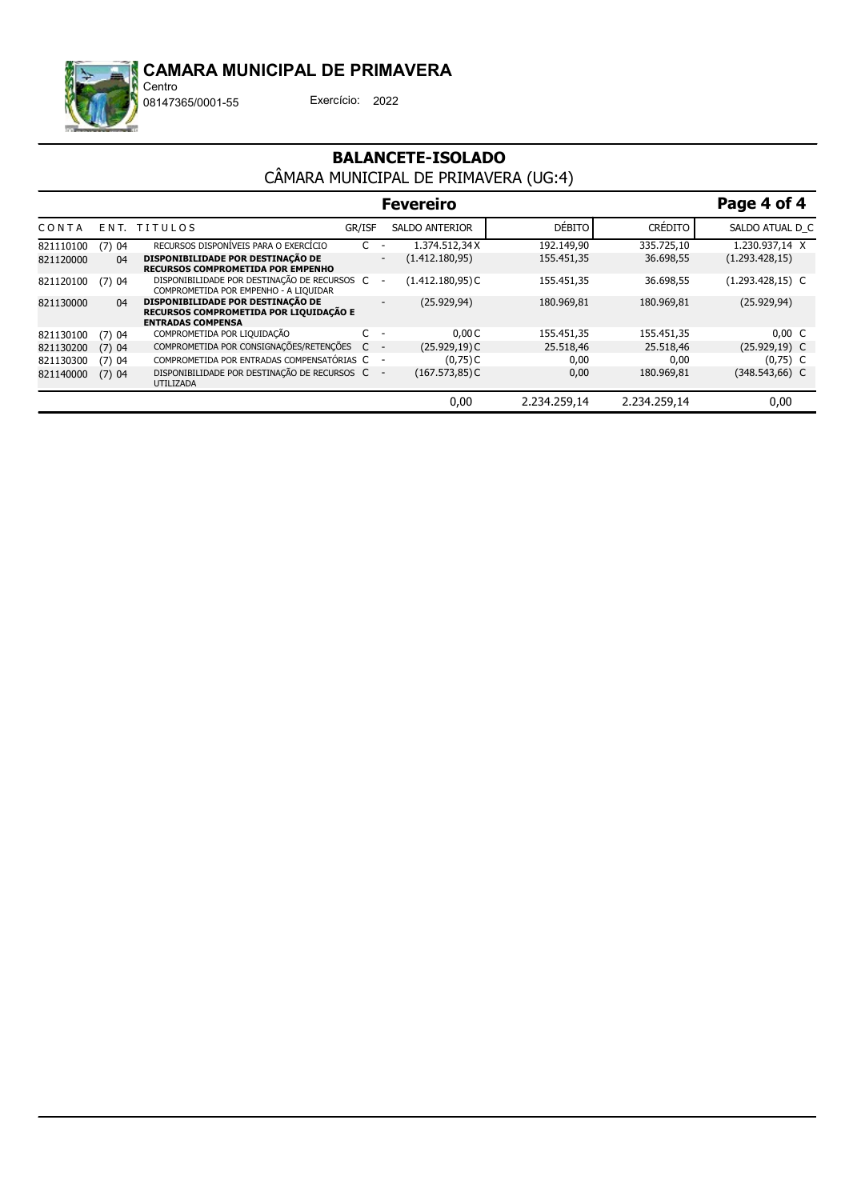**CAMARA MUNICIPAL DE PRIMAVERA**
Centro
08147365/0001-55 Exercício: 2022

## BALANCETE-ISOLADO

CÂMARA MUNICIPAL DE PRIMAVERA (UG:4)

**Fevereiro**

| CONTA | ENT. | TITULOS | GR/ISF | | SALDO ANTERIOR | DÉBITO | CRÉDITO | SALDO ATUAL D_C |
|---|---|---|---|---|---|---|---|---|
| 821110100 | (7) 04 | RECURSOS DISPONÍVEIS PARA O EXERCÍCIO | C | - | 1.374.512,34 X | 192.149,90 | 335.725,10 | 1.230.937,14 X |
| 821120000 | 04 | **DISPONIBILIDADE POR DESTINAÇÃO DE RECURSOS COMPROMETIDA POR EMPENHO** | | - | (1.412.180,95) | 155.451,35 | 36.698,55 | (1.293.428,15) |
| 821120100 | (7) 04 | DISPONIBILIDADE POR DESTINAÇÃO DE RECURSOS COMPROMETIDA POR EMPENHO - A LIQUIDAR | C | - | (1.412.180,95) C | 155.451,35 | 36.698,55 | (1.293.428,15) C |
| 821130000 | 04 | **DISPONIBILIDADE POR DESTINAÇÃO DE RECURSOS COMPROMETIDA POR LIQUIDAÇÃO E ENTRADAS COMPENSA** | | - | (25.929,94) | 180.969,81 | 180.969,81 | (25.929,94) |
| 821130100 | (7) 04 | COMPROMETIDA POR LIQUIDAÇÃO | C | - | 0,00 C | 155.451,35 | 155.451,35 | 0,00 C |
| 821130200 | (7) 04 | COMPROMETIDA POR CONSIGNAÇÕES/RETENÇÕES | C | - | (25.929,19) C | 25.518,46 | 25.518,46 | (25.929,19) C |
| 821130300 | (7) 04 | COMPROMETIDA POR ENTRADAS COMPENSATÓRIAS | C | - | (0,75) C | 0,00 | 0,00 | (0,75) C |
| 821140000 | (7) 04 | DISPONIBILIDADE POR DESTINAÇÃO DE RECURSOS UTILIZADA | C | - | (167.573,85) C | 0,00 | 180.969,81 | (348.543,66) C |
| | | | | | 0,00 | 2.234.259,14 | 2.234.259,14 | 0,00 |